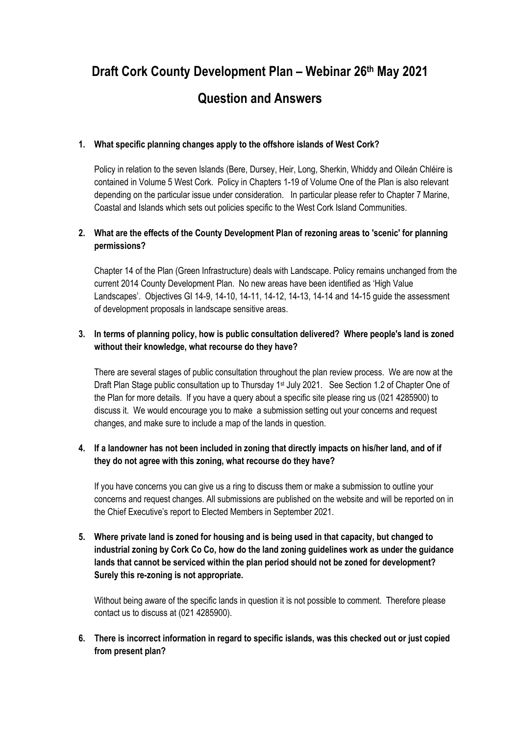# Draft Cork County Development Plan – Webinar 26th May 2021

## Question and Answers

1. **What specific planning changes apply to the offshore islands of West Cork?**

   Policy in relation to the seven Islands (Bere, Dursey, Heir, Long, Sherkin, Whiddy and Oileán Chléire is contained in Volume 5 West Cork. Policy in Chapters 1-19 of Volume One of the Plan is also relevant depending on the particular issue under consideration. In particular please refer to Chapter 7 Marine, Coastal and Islands which sets out policies specific to the West Cork Island Communities.

2. **What are the effects of the County Development Plan of rezoning areas to 'scenic' for planning permissions?**

   Chapter 14 of the Plan (Green Infrastructure) deals with Landscape. Policy remains unchanged from the current 2014 County Development Plan. No new areas have been identified as 'High Value Landscapes'. Objectives GI 14-9, 14-10, 14-11, 14-12, 14-13, 14-14 and 14-15 guide the assessment of development proposals in landscape sensitive areas.

3. **In terms of planning policy, how is public consultation delivered? Where people's land is zoned without their knowledge, what recourse do they have?**

   There are several stages of public consultation throughout the plan review process. We are now at the Draft Plan Stage public consultation up to Thursday 1st July 2021. See Section 1.2 of Chapter One of the Plan for more details. If you have a query about a specific site please ring us (021 4285900) to discuss it. We would encourage you to make a submission setting out your concerns and request changes, and make sure to include a map of the lands in question.

4. **If a landowner has not been included in zoning that directly impacts on his/her land, and of if they do not agree with this zoning, what recourse do they have?**

   If you have concerns you can give us a ring to discuss them or make a submission to outline your concerns and request changes. All submissions are published on the website and will be reported on in the Chief Executive's report to Elected Members in September 2021.

5. **Where private land is zoned for housing and is being used in that capacity, but changed to industrial zoning by Cork Co Co, how do the land zoning guidelines work as under the guidance lands that cannot be serviced within the plan period should not be zoned for development? Surely this re-zoning is not appropriate.**

   Without being aware of the specific lands in question it is not possible to comment. Therefore please contact us to discuss at (021 4285900).

6. **There is incorrect information in regard to specific islands, was this checked out or just copied from present plan?**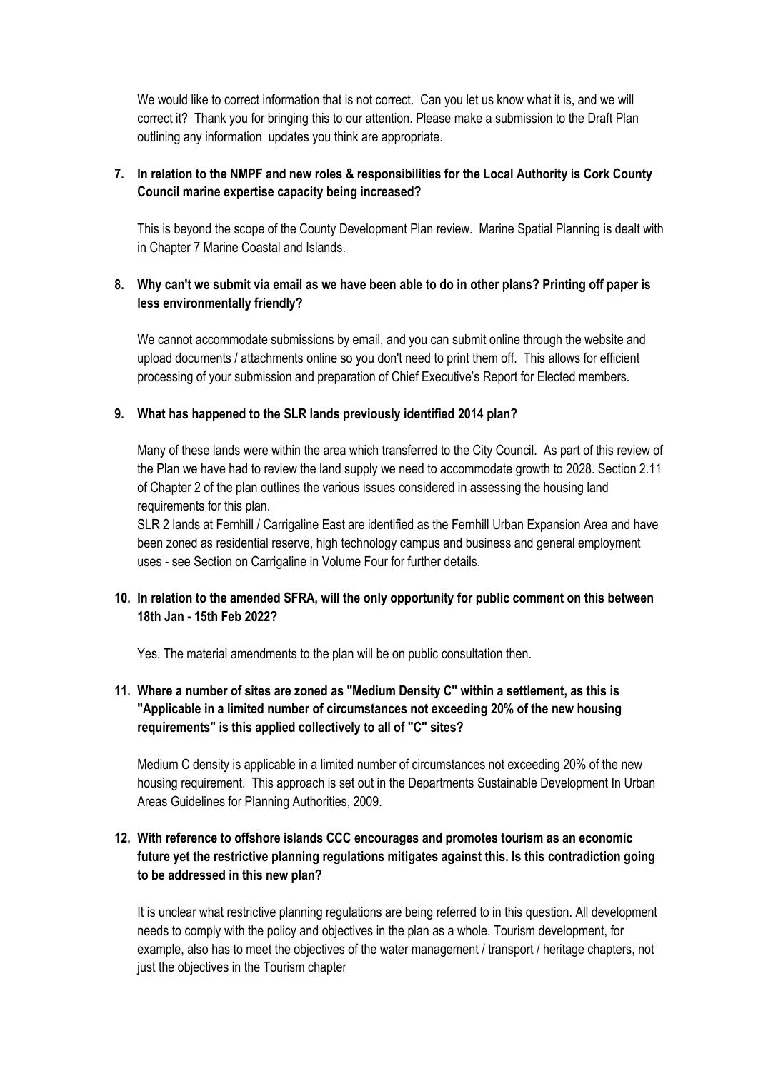We would like to correct information that is not correct. Can you let us know what it is, and we will correct it? Thank you for bringing this to our attention. Please make a submission to the Draft Plan outlining any information updates you think are appropriate.

**7. In relation to the NMPF and new roles & responsibilities for the Local Authority is Cork County Council marine expertise capacity being increased?**

This is beyond the scope of the County Development Plan review. Marine Spatial Planning is dealt with in Chapter 7 Marine Coastal and Islands.

**8. Why can't we submit via email as we have been able to do in other plans? Printing off paper is less environmentally friendly?**

We cannot accommodate submissions by email, and you can submit online through the website and upload documents / attachments online so you don't need to print them off. This allows for efficient processing of your submission and preparation of Chief Executive's Report for Elected members.

**9. What has happened to the SLR lands previously identified 2014 plan?**

Many of these lands were within the area which transferred to the City Council. As part of this review of the Plan we have had to review the land supply we need to accommodate growth to 2028. Section 2.11 of Chapter 2 of the plan outlines the various issues considered in assessing the housing land requirements for this plan.

SLR 2 lands at Fernhill / Carrigaline East are identified as the Fernhill Urban Expansion Area and have been zoned as residential reserve, high technology campus and business and general employment uses - see Section on Carrigaline in Volume Four for further details.

**10. In relation to the amended SFRA, will the only opportunity for public comment on this between 18th Jan - 15th Feb 2022?**

Yes. The material amendments to the plan will be on public consultation then.

**11. Where a number of sites are zoned as "Medium Density C" within a settlement, as this is "Applicable in a limited number of circumstances not exceeding 20% of the new housing requirements" is this applied collectively to all of "C" sites?**

Medium C density is applicable in a limited number of circumstances not exceeding 20% of the new housing requirement. This approach is set out in the Departments Sustainable Development In Urban Areas Guidelines for Planning Authorities, 2009.

**12. With reference to offshore islands CCC encourages and promotes tourism as an economic future yet the restrictive planning regulations mitigates against this. Is this contradiction going to be addressed in this new plan?**

It is unclear what restrictive planning regulations are being referred to in this question. All development needs to comply with the policy and objectives in the plan as a whole. Tourism development, for example, also has to meet the objectives of the water management / transport / heritage chapters, not just the objectives in the Tourism chapter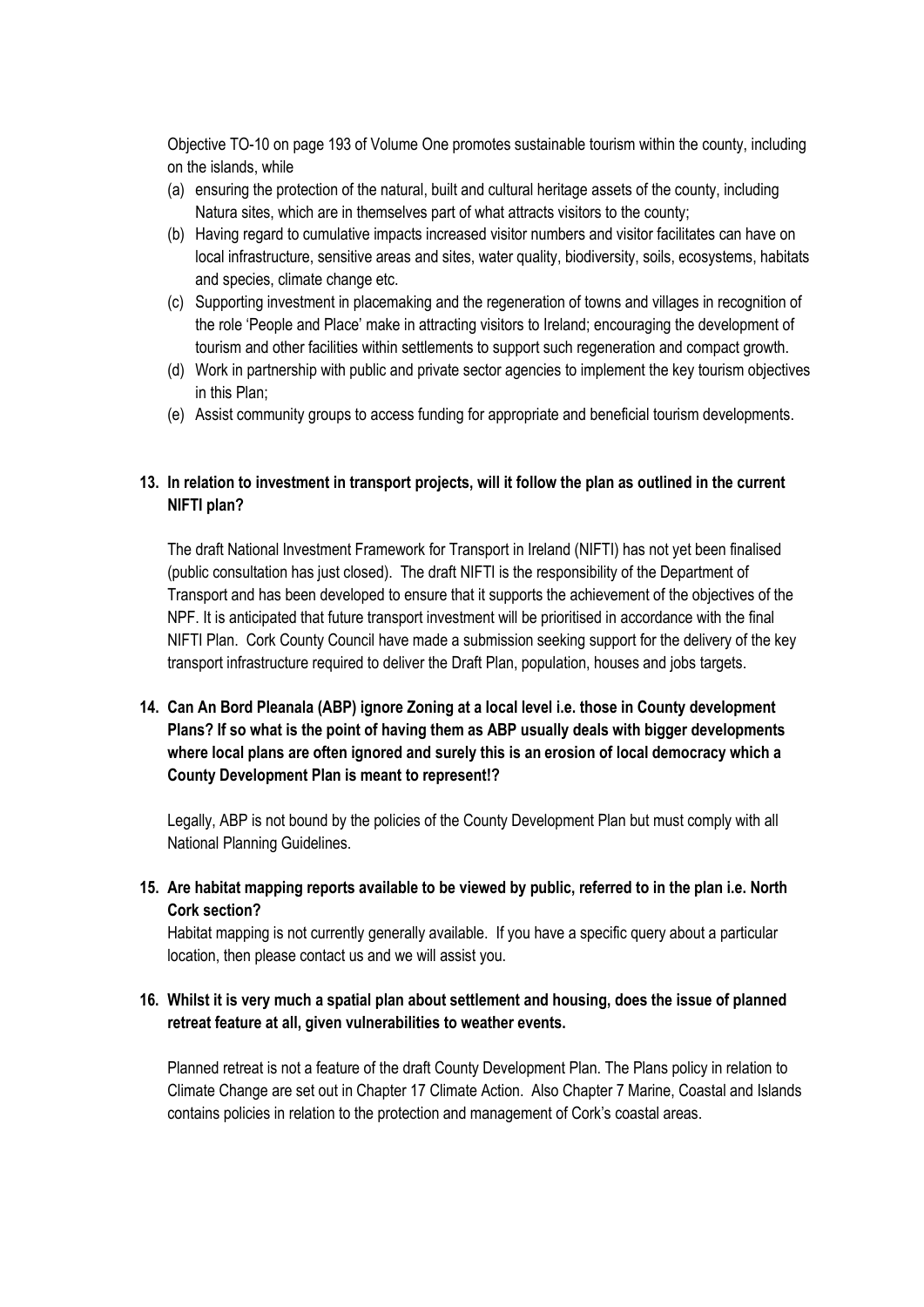Objective TO-10 on page 193 of Volume One promotes sustainable tourism within the county, including on the islands, while

(a) ensuring the protection of the natural, built and cultural heritage assets of the county, including Natura sites, which are in themselves part of what attracts visitors to the county;
(b) Having regard to cumulative impacts increased visitor numbers and visitor facilitates can have on local infrastructure, sensitive areas and sites, water quality, biodiversity, soils, ecosystems, habitats and species, climate change etc.
(c) Supporting investment in placemaking and the regeneration of towns and villages in recognition of the role 'People and Place' make in attracting visitors to Ireland; encouraging the development of tourism and other facilities within settlements to support such regeneration and compact growth.
(d) Work in partnership with public and private sector agencies to implement the key tourism objectives in this Plan;
(e) Assist community groups to access funding for appropriate and beneficial tourism developments.

**13. In relation to investment in transport projects, will it follow the plan as outlined in the current NIFTI plan?**

The draft National Investment Framework for Transport in Ireland (NIFTI) has not yet been finalised (public consultation has just closed). The draft NIFTI is the responsibility of the Department of Transport and has been developed to ensure that it supports the achievement of the objectives of the NPF. It is anticipated that future transport investment will be prioritised in accordance with the final NIFTI Plan. Cork County Council have made a submission seeking support for the delivery of the key transport infrastructure required to deliver the Draft Plan, population, houses and jobs targets.

**14. Can An Bord Pleanala (ABP) ignore Zoning at a local level i.e. those in County development Plans? If so what is the point of having them as ABP usually deals with bigger developments where local plans are often ignored and surely this is an erosion of local democracy which a County Development Plan is meant to represent!?**

Legally, ABP is not bound by the policies of the County Development Plan but must comply with all National Planning Guidelines.

**15. Are habitat mapping reports available to be viewed by public, referred to in the plan i.e. North Cork section?**

Habitat mapping is not currently generally available. If you have a specific query about a particular location, then please contact us and we will assist you.

**16. Whilst it is very much a spatial plan about settlement and housing, does the issue of planned retreat feature at all, given vulnerabilities to weather events.**

Planned retreat is not a feature of the draft County Development Plan. The Plans policy in relation to Climate Change are set out in Chapter 17 Climate Action. Also Chapter 7 Marine, Coastal and Islands contains policies in relation to the protection and management of Cork's coastal areas.